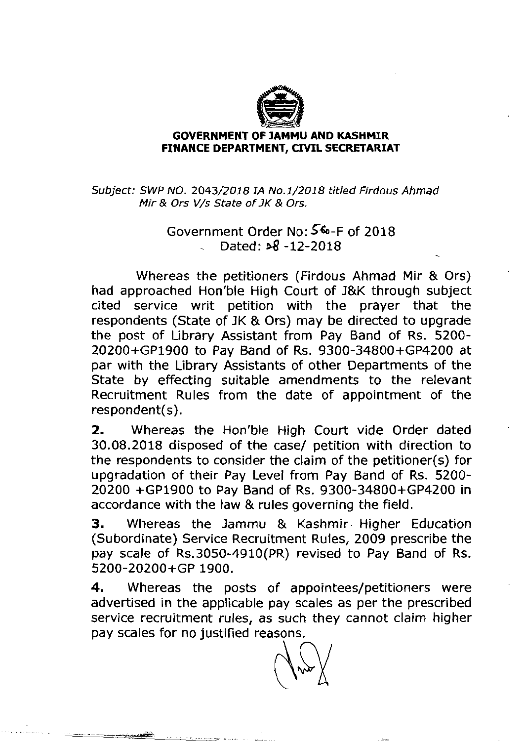**GOVERNMENT OF JAMMU AND KASHMIR**
**FINANCE DEPARTMENT, CIVIL SECRETARIAT**

*Subject: SWP NO. 2043/2018 IA No.1/2018 titled Firdous Ahmad Mir & Ors V/s State of JK & Ors.*

Government Order No: 56-F of 2018
Dated: 28 -12-2018

Whereas the petitioners (Firdous Ahmad Mir & Ors) had approached Hon'ble High Court of J&K through subject cited service writ petition with the prayer that the respondents (State of JK & Ors) may be directed to upgrade the post of Library Assistant from Pay Band of Rs. 5200-20200+GP1900 to Pay Band of Rs. 9300-34800+GP4200 at par with the Library Assistants of other Departments of the State by effecting suitable amendments to the relevant Recruitment Rules from the date of appointment of the respondent(s).

**2.** Whereas the Hon'ble High Court vide Order dated 30.08.2018 disposed of the case/ petition with direction to the respondents to consider the claim of the petitioner(s) for upgradation of their Pay Level from Pay Band of Rs. 5200-20200 +GP1900 to Pay Band of Rs. 9300-34800+GP4200 in accordance with the law & rules governing the field.

**3.** Whereas the Jammu & Kashmir Higher Education (Subordinate) Service Recruitment Rules, 2009 prescribe the pay scale of Rs.3050-4910(PR) revised to Pay Band of Rs. 5200-20200+GP 1900.

**4.** Whereas the posts of appointees/petitioners were advertised in the applicable pay scales as per the prescribed service recruitment rules, as such they cannot claim higher pay scales for no justified reasons.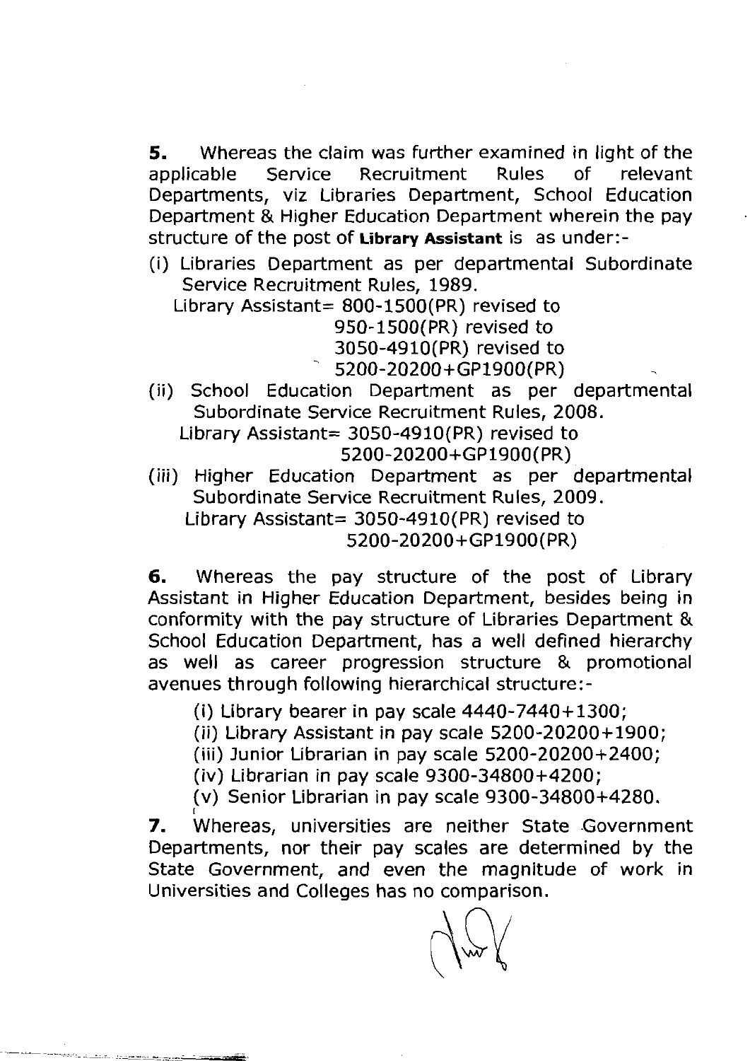**5.** Whereas the claim was further examined in light of the applicable Service Recruitment Rules of relevant Departments, viz Libraries Department, School Education Department & Higher Education Department wherein the pay structure of the post of **Library Assistant** is as under:-

(i) Libraries Department as per departmental Subordinate Service Recruitment Rules, 1989.
   Library Assistant= 800-1500(PR) revised to
   950-1500(PR) revised to
   3050-4910(PR) revised to
   5200-20200+GP1900(PR)

(ii) School Education Department as per departmental Subordinate Service Recruitment Rules, 2008.
   Library Assistant= 3050-4910(PR) revised to
   5200-20200+GP1900(PR)

(iii) Higher Education Department as per departmental Subordinate Service Recruitment Rules, 2009.
   Library Assistant= 3050-4910(PR) revised to
   5200-20200+GP1900(PR)

**6.** Whereas the pay structure of the post of Library Assistant in Higher Education Department, besides being in conformity with the pay structure of Libraries Department & School Education Department, has a well defined hierarchy as well as career progression structure & promotional avenues through following hierarchical structure:-

(i) Library bearer in pay scale 4440-7440+1300;
(ii) Library Assistant in pay scale 5200-20200+1900;
(iii) Junior Librarian in pay scale 5200-20200+2400;
(iv) Librarian in pay scale 9300-34800+4200;
(v) Senior Librarian in pay scale 9300-34800+4280.

**7.** Whereas, universities are neither State Government Departments, nor their pay scales are determined by the State Government, and even the magnitude of work in Universities and Colleges has no comparison.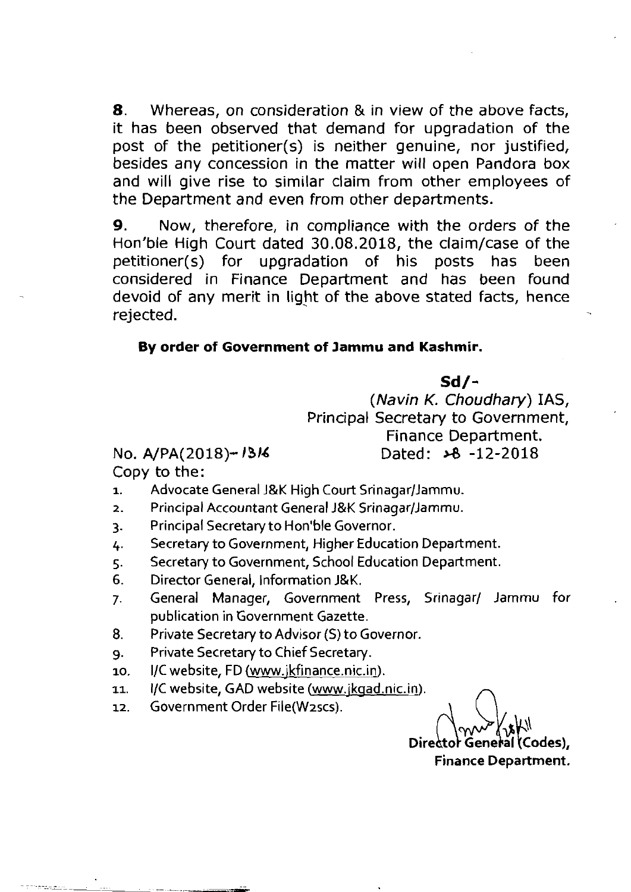**8**. Whereas, on consideration & in view of the above facts, it has been observed that demand for upgradation of the post of the petitioner(s) is neither genuine, nor justified, besides any concession in the matter will open Pandora box and will give rise to similar claim from other employees of the Department and even from other departments.

**9**. Now, therefore, in compliance with the orders of the Hon'ble High Court dated 30.08.2018, the claim/case of the petitioner(s) for upgradation of his posts has been considered in Finance Department and has been found devoid of any merit in light of the above stated facts, hence rejected.

**By order of Government of Jammu and Kashmir.**

**Sd/-**

(*Navin K. Choudhary*) IAS,
Principal Secretary to Government,
Finance Department.

No. A/PA(2018)-1316 Dated: 18 -12-2018

Copy to the:

1. Advocate General J&K High Court Srinagar/Jammu.
2. Principal Accountant General J&K Srinagar/Jammu.
3. Principal Secretary to Hon'ble Governor.
4. Secretary to Government, Higher Education Department.
5. Secretary to Government, School Education Department.
6. Director General, Information J&K.
7. General Manager, Government Press, Srinagar/ Jammu for publication in Government Gazette.
8. Private Secretary to Advisor (S) to Governor.
9. Private Secretary to Chief Secretary.
10. I/C website, FD (www.jkfinance.nic.in).
11. I/C website, GAD website (www.jkgad.nic.in).
12. Government Order File(W2scs).

**Director General (Codes),**
**Finance Department.**